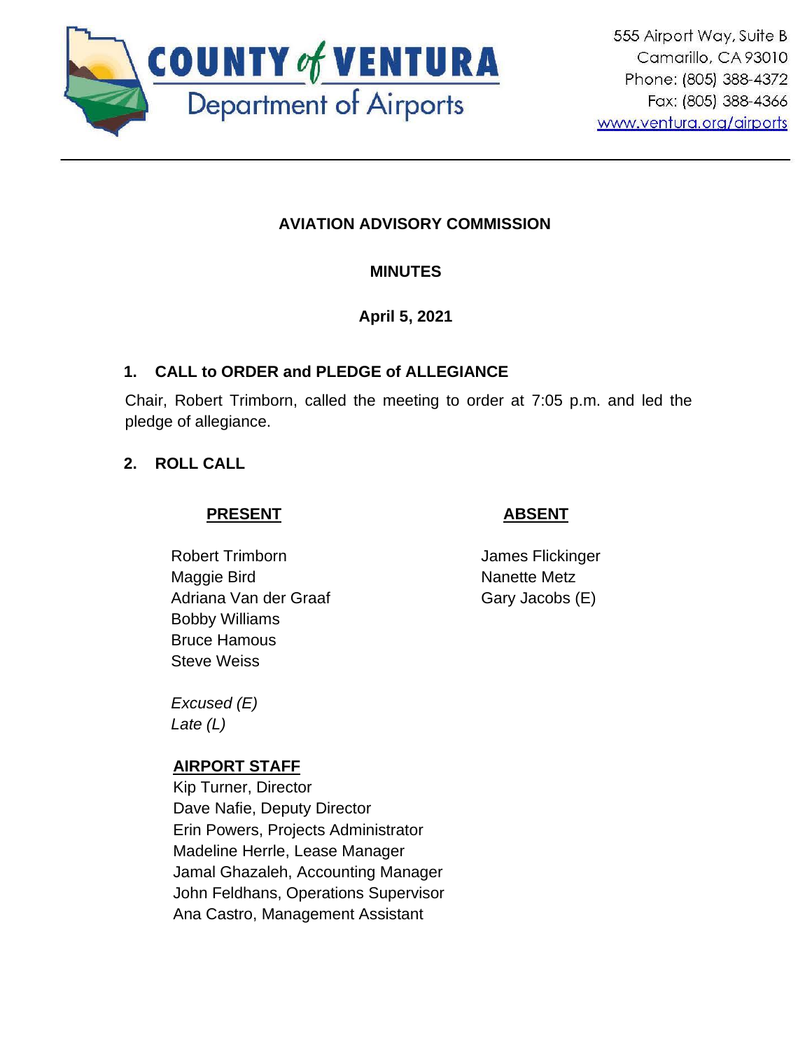**COUNTY of VENTURA**
Department of Airports

555 Airport Way, Suite B
Camarillo, CA 93010
Phone: (805) 388-4372
Fax: (805) 388-4366
www.ventura.org/airports

---

**AVIATION ADVISORY COMMISSION**

**MINUTES**

**April 5, 2021**

## 1. CALL to ORDER and PLEDGE of ALLEGIANCE

Chair, Robert Trimborn, called the meeting to order at 7:05 p.m. and led the pledge of allegiance.

## 2. ROLL CALL

| PRESENT | ABSENT |
|---|---|
| Robert Trimborn | James Flickinger |
| Maggie Bird | Nanette Metz |
| Adriana Van der Graaf | Gary Jacobs (E) |
| Bobby Williams | |
| Bruce Hamous | |
| Steve Weiss | |

*Excused (E)*
*Late (L)*

**AIRPORT STAFF**

Kip Turner, Director
Dave Nafie, Deputy Director
Erin Powers, Projects Administrator
Madeline Herrle, Lease Manager
Jamal Ghazaleh, Accounting Manager
John Feldhans, Operations Supervisor
Ana Castro, Management Assistant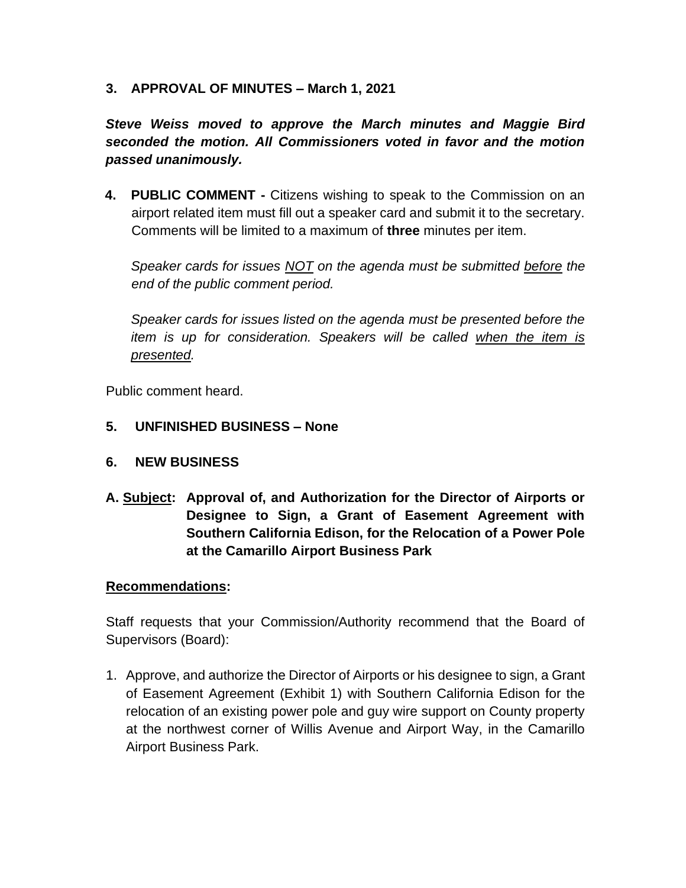**3. APPROVAL OF MINUTES – March 1, 2021**

***Steve Weiss moved to approve the March minutes and Maggie Bird seconded the motion. All Commissioners voted in favor and the motion passed unanimously.***

**4. PUBLIC COMMENT -** Citizens wishing to speak to the Commission on an airport related item must fill out a speaker card and submit it to the secretary. Comments will be limited to a maximum of **three** minutes per item.

*Speaker cards for issues NOT on the agenda must be submitted before the end of the public comment period.*

*Speaker cards for issues listed on the agenda must be presented before the item is up for consideration. Speakers will be called when the item is presented.*

Public comment heard.

**5. UNFINISHED BUSINESS – None**

**6. NEW BUSINESS**

**A. Subject: Approval of, and Authorization for the Director of Airports or Designee to Sign, a Grant of Easement Agreement with Southern California Edison, for the Relocation of a Power Pole at the Camarillo Airport Business Park**

**Recommendations:**

Staff requests that your Commission/Authority recommend that the Board of Supervisors (Board):

1. Approve, and authorize the Director of Airports or his designee to sign, a Grant of Easement Agreement (Exhibit 1) with Southern California Edison for the relocation of an existing power pole and guy wire support on County property at the northwest corner of Willis Avenue and Airport Way, in the Camarillo Airport Business Park.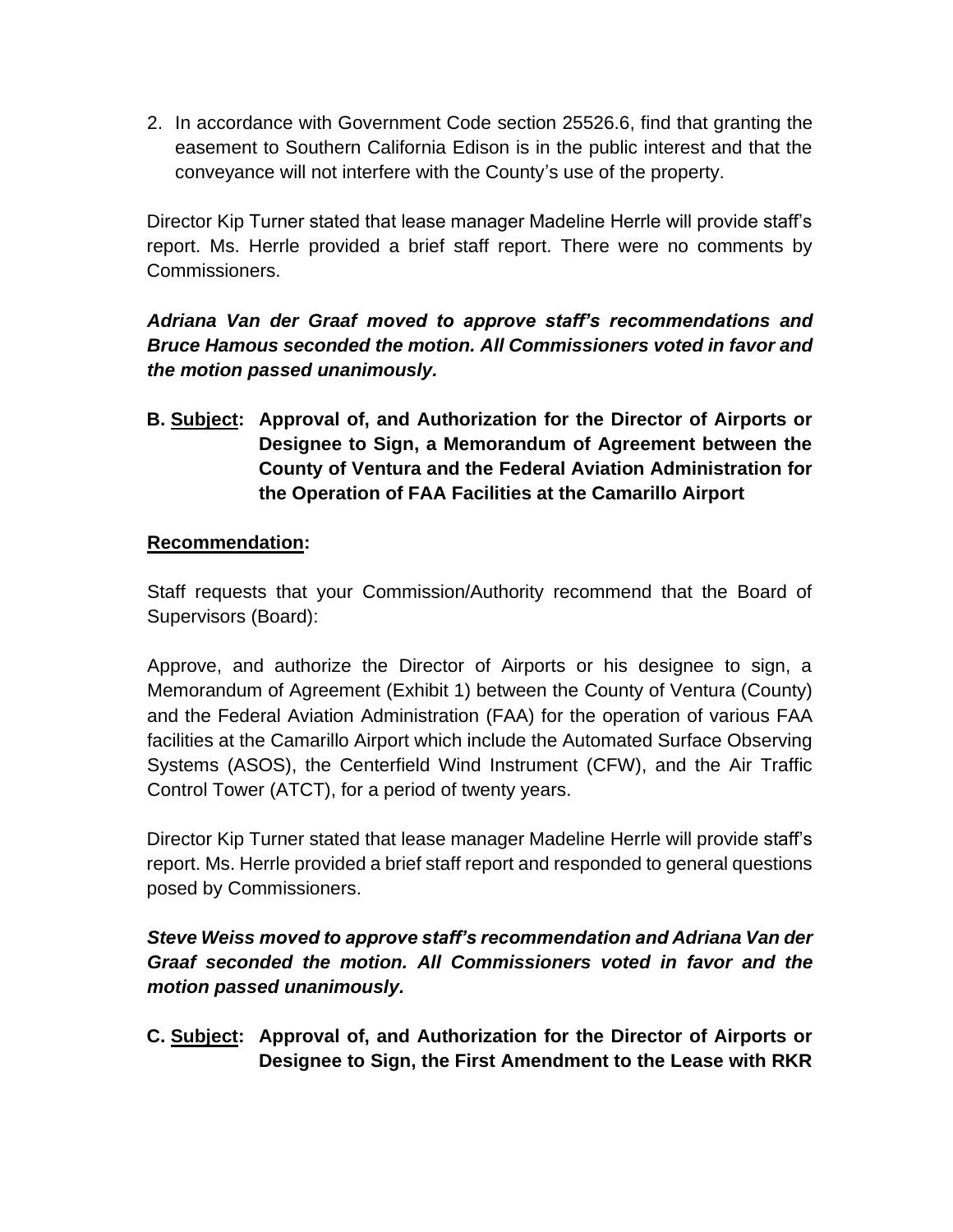2. In accordance with Government Code section 25526.6, find that granting the easement to Southern California Edison is in the public interest and that the conveyance will not interfere with the County's use of the property.

Director Kip Turner stated that lease manager Madeline Herrle will provide staff's report. Ms. Herrle provided a brief staff report. There were no comments by Commissioners.

***Adriana Van der Graaf moved to approve staff's recommendations and Bruce Hamous seconded the motion. All Commissioners voted in favor and the motion passed unanimously.***

**B. <u>Subject</u>: Approval of, and Authorization for the Director of Airports or Designee to Sign, a Memorandum of Agreement between the County of Ventura and the Federal Aviation Administration for the Operation of FAA Facilities at the Camarillo Airport**

**<u>Recommendation</u>:**

Staff requests that your Commission/Authority recommend that the Board of Supervisors (Board):

Approve, and authorize the Director of Airports or his designee to sign, a Memorandum of Agreement (Exhibit 1) between the County of Ventura (County) and the Federal Aviation Administration (FAA) for the operation of various FAA facilities at the Camarillo Airport which include the Automated Surface Observing Systems (ASOS), the Centerfield Wind Instrument (CFW), and the Air Traffic Control Tower (ATCT), for a period of twenty years.

Director Kip Turner stated that lease manager Madeline Herrle will provide staff's report. Ms. Herrle provided a brief staff report and responded to general questions posed by Commissioners.

***Steve Weiss moved to approve staff's recommendation and Adriana Van der Graaf seconded the motion. All Commissioners voted in favor and the motion passed unanimously.***

**C. <u>Subject</u>: Approval of, and Authorization for the Director of Airports or Designee to Sign, the First Amendment to the Lease with RKR**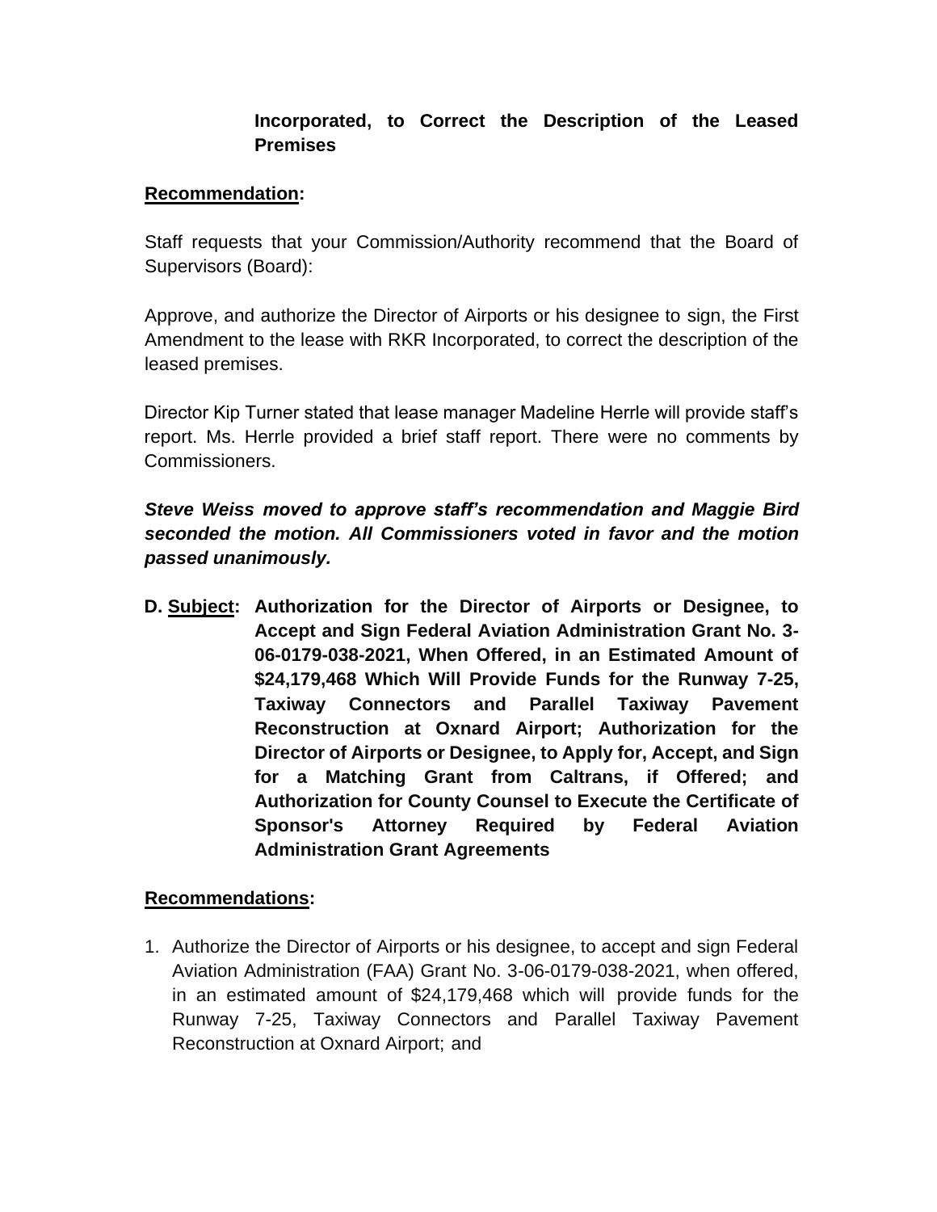**Incorporated, to Correct the Description of the Leased Premises**

**<u>Recommendation</u>:**

Staff requests that your Commission/Authority recommend that the Board of Supervisors (Board):

Approve, and authorize the Director of Airports or his designee to sign, the First Amendment to the lease with RKR Incorporated, to correct the description of the leased premises.

Director Kip Turner stated that lease manager Madeline Herrle will provide staff's report. Ms. Herrle provided a brief staff report. There were no comments by Commissioners.

***Steve Weiss moved to approve staff's recommendation and Maggie Bird seconded the motion. All Commissioners voted in favor and the motion passed unanimously.***

**D. <u>Subject</u>: Authorization for the Director of Airports or Designee, to Accept and Sign Federal Aviation Administration Grant No. 3-06-0179-038-2021, When Offered, in an Estimated Amount of $24,179,468 Which Will Provide Funds for the Runway 7-25, Taxiway Connectors and Parallel Taxiway Pavement Reconstruction at Oxnard Airport; Authorization for the Director of Airports or Designee, to Apply for, Accept, and Sign for a Matching Grant from Caltrans, if Offered; and Authorization for County Counsel to Execute the Certificate of Sponsor's Attorney Required by Federal Aviation Administration Grant Agreements**

**<u>Recommendations</u>:**

1. Authorize the Director of Airports or his designee, to accept and sign Federal Aviation Administration (FAA) Grant No. 3-06-0179-038-2021, when offered, in an estimated amount of $24,179,468 which will provide funds for the Runway 7-25, Taxiway Connectors and Parallel Taxiway Pavement Reconstruction at Oxnard Airport; and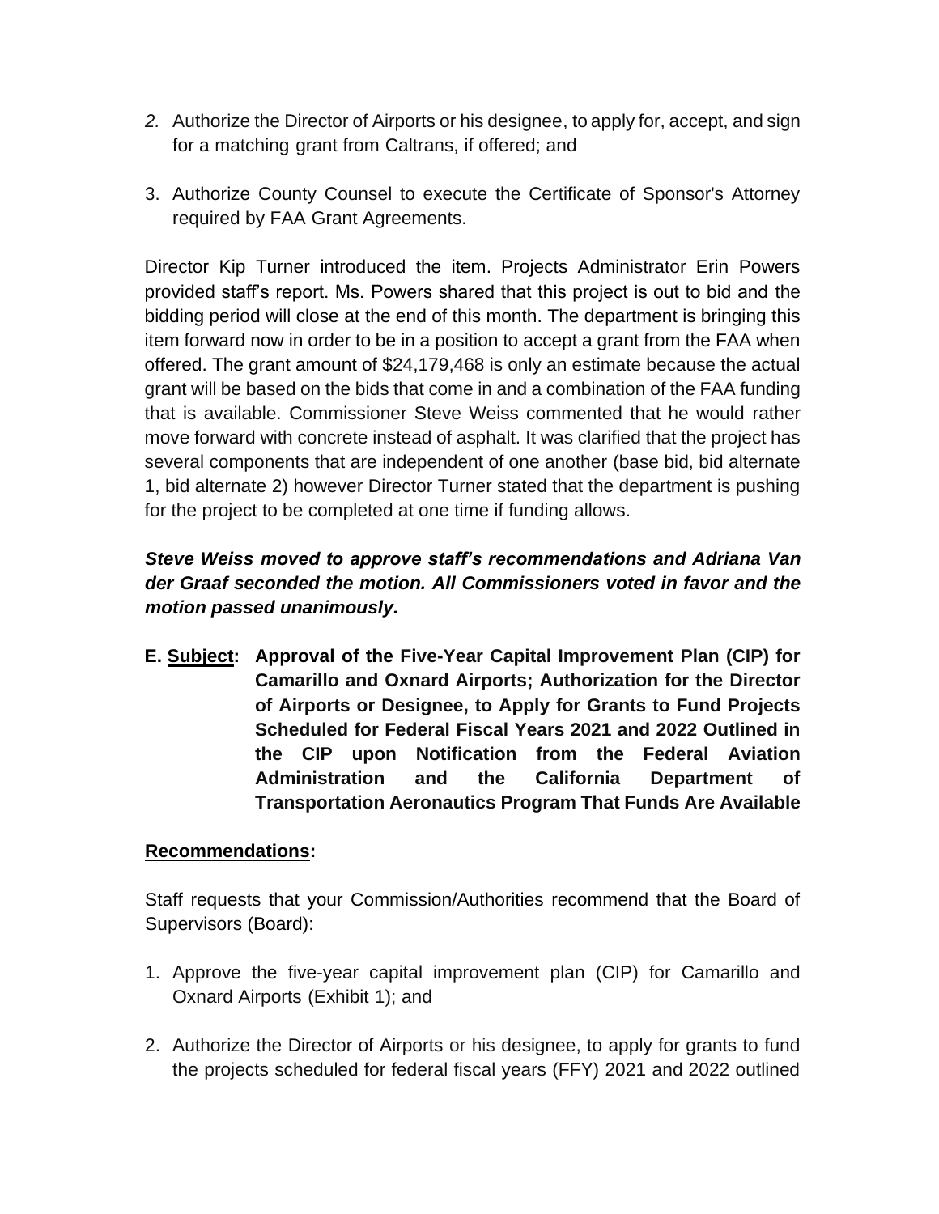2. Authorize the Director of Airports or his designee, to apply for, accept, and sign for a matching grant from Caltrans, if offered; and

3. Authorize County Counsel to execute the Certificate of Sponsor's Attorney required by FAA Grant Agreements.

Director Kip Turner introduced the item. Projects Administrator Erin Powers provided staff's report. Ms. Powers shared that this project is out to bid and the bidding period will close at the end of this month. The department is bringing this item forward now in order to be in a position to accept a grant from the FAA when offered. The grant amount of $24,179,468 is only an estimate because the actual grant will be based on the bids that come in and a combination of the FAA funding that is available. Commissioner Steve Weiss commented that he would rather move forward with concrete instead of asphalt. It was clarified that the project has several components that are independent of one another (base bid, bid alternate 1, bid alternate 2) however Director Turner stated that the department is pushing for the project to be completed at one time if funding allows.

***Steve Weiss moved to approve staff's recommendations and Adriana Van der Graaf seconded the motion. All Commissioners voted in favor and the motion passed unanimously.***

**E. <u>Subject</u>: Approval of the Five-Year Capital Improvement Plan (CIP) for Camarillo and Oxnard Airports; Authorization for the Director of Airports or Designee, to Apply for Grants to Fund Projects Scheduled for Federal Fiscal Years 2021 and 2022 Outlined in the CIP upon Notification from the Federal Aviation Administration and the California Department of Transportation Aeronautics Program That Funds Are Available**

**<u>Recommendations</u>:**

Staff requests that your Commission/Authorities recommend that the Board of Supervisors (Board):

1. Approve the five-year capital improvement plan (CIP) for Camarillo and Oxnard Airports (Exhibit 1); and

2. Authorize the Director of Airports or his designee, to apply for grants to fund the projects scheduled for federal fiscal years (FFY) 2021 and 2022 outlined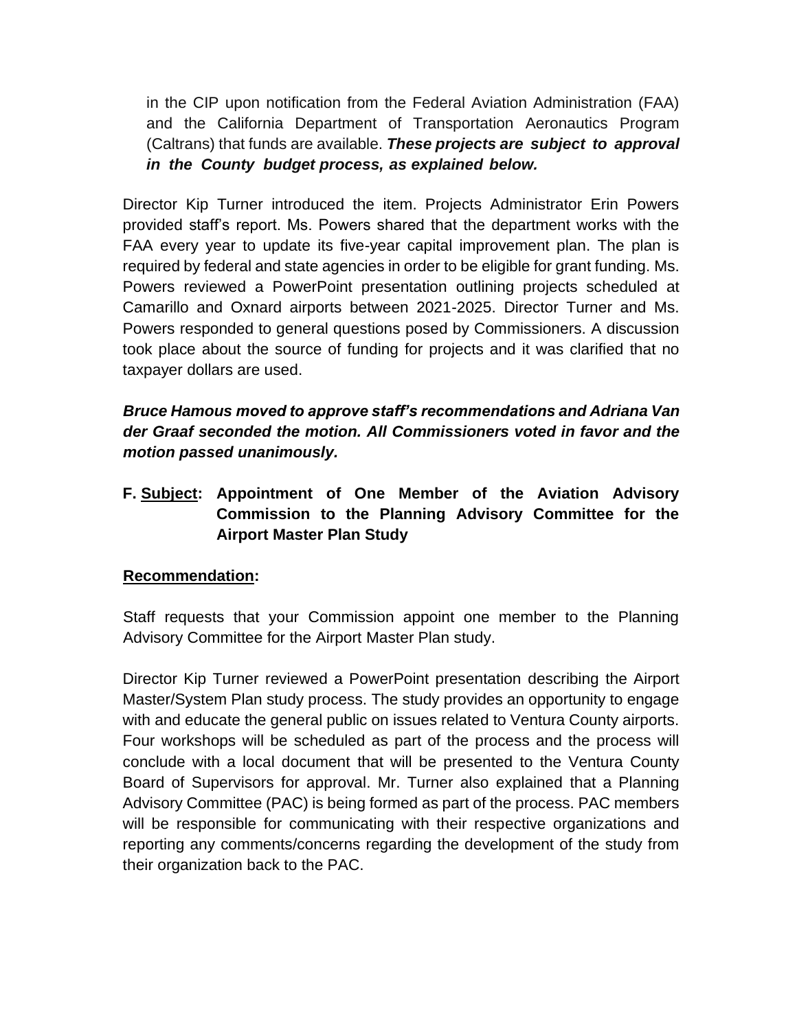in the CIP upon notification from the Federal Aviation Administration (FAA) and the California Department of Transportation Aeronautics Program (Caltrans) that funds are available. ***These projects are subject to approval in the County budget process, as explained below.***

Director Kip Turner introduced the item. Projects Administrator Erin Powers provided staff's report. Ms. Powers shared that the department works with the FAA every year to update its five-year capital improvement plan. The plan is required by federal and state agencies in order to be eligible for grant funding. Ms. Powers reviewed a PowerPoint presentation outlining projects scheduled at Camarillo and Oxnard airports between 2021-2025. Director Turner and Ms. Powers responded to general questions posed by Commissioners. A discussion took place about the source of funding for projects and it was clarified that no taxpayer dollars are used.

***Bruce Hamous moved to approve staff's recommendations and Adriana Van der Graaf seconded the motion. All Commissioners voted in favor and the motion passed unanimously.***

**F. <u>Subject</u>: Appointment of One Member of the Aviation Advisory Commission to the Planning Advisory Committee for the Airport Master Plan Study**

**<u>Recommendation</u>:**

Staff requests that your Commission appoint one member to the Planning Advisory Committee for the Airport Master Plan study.

Director Kip Turner reviewed a PowerPoint presentation describing the Airport Master/System Plan study process. The study provides an opportunity to engage with and educate the general public on issues related to Ventura County airports. Four workshops will be scheduled as part of the process and the process will conclude with a local document that will be presented to the Ventura County Board of Supervisors for approval. Mr. Turner also explained that a Planning Advisory Committee (PAC) is being formed as part of the process. PAC members will be responsible for communicating with their respective organizations and reporting any comments/concerns regarding the development of the study from their organization back to the PAC.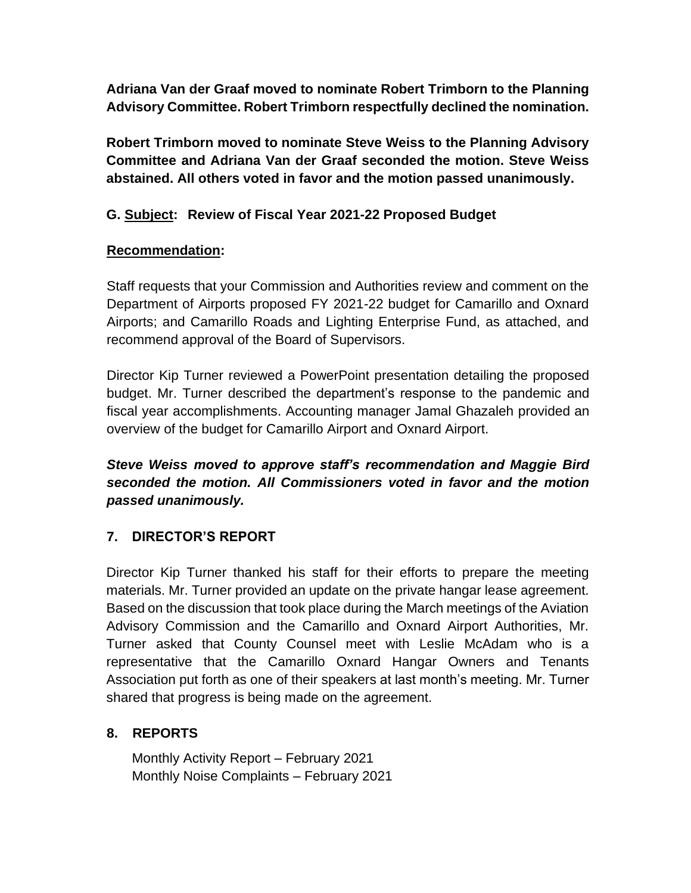**Adriana Van der Graaf moved to nominate Robert Trimborn to the Planning Advisory Committee. Robert Trimborn respectfully declined the nomination.**

**Robert Trimborn moved to nominate Steve Weiss to the Planning Advisory Committee and Adriana Van der Graaf seconded the motion. Steve Weiss abstained. All others voted in favor and the motion passed unanimously.**

**G. <u>Subject</u>: Review of Fiscal Year 2021-22 Proposed Budget**

**<u>Recommendation</u>:**

Staff requests that your Commission and Authorities review and comment on the Department of Airports proposed FY 2021-22 budget for Camarillo and Oxnard Airports; and Camarillo Roads and Lighting Enterprise Fund, as attached, and recommend approval of the Board of Supervisors.

Director Kip Turner reviewed a PowerPoint presentation detailing the proposed budget. Mr. Turner described the department's response to the pandemic and fiscal year accomplishments. Accounting manager Jamal Ghazaleh provided an overview of the budget for Camarillo Airport and Oxnard Airport.

***Steve Weiss moved to approve staff's recommendation and Maggie Bird seconded the motion. All Commissioners voted in favor and the motion passed unanimously.***

## 7. DIRECTOR'S REPORT

Director Kip Turner thanked his staff for their efforts to prepare the meeting materials. Mr. Turner provided an update on the private hangar lease agreement. Based on the discussion that took place during the March meetings of the Aviation Advisory Commission and the Camarillo and Oxnard Airport Authorities, Mr. Turner asked that County Counsel meet with Leslie McAdam who is a representative that the Camarillo Oxnard Hangar Owners and Tenants Association put forth as one of their speakers at last month's meeting. Mr. Turner shared that progress is being made on the agreement.

## 8. REPORTS

Monthly Activity Report – February 2021
Monthly Noise Complaints – February 2021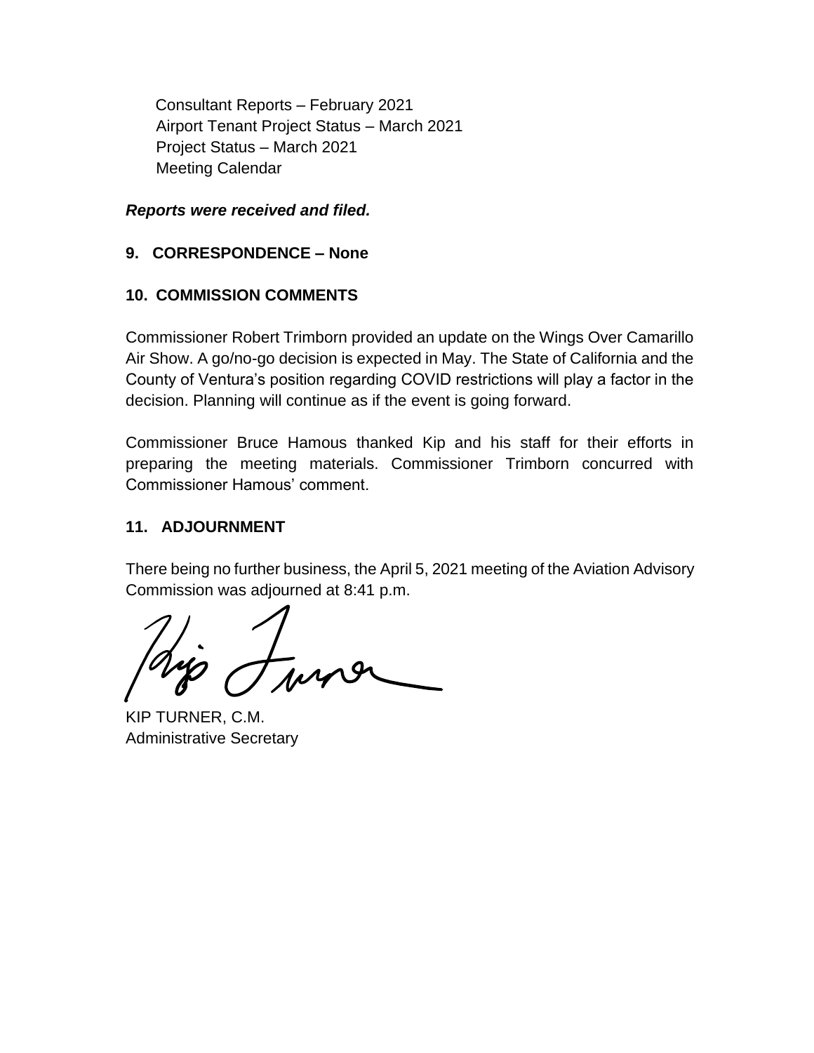Consultant Reports – February 2021
Airport Tenant Project Status – March 2021
Project Status – March 2021
Meeting Calendar

***Reports were received and filed.***

## 9. CORRESPONDENCE – None

## 10. COMMISSION COMMENTS

Commissioner Robert Trimborn provided an update on the Wings Over Camarillo Air Show. A go/no-go decision is expected in May. The State of California and the County of Ventura's position regarding COVID restrictions will play a factor in the decision. Planning will continue as if the event is going forward.

Commissioner Bruce Hamous thanked Kip and his staff for their efforts in preparing the meeting materials. Commissioner Trimborn concurred with Commissioner Hamous' comment.

## 11. ADJOURNMENT

There being no further business, the April 5, 2021 meeting of the Aviation Advisory Commission was adjourned at 8:41 p.m.

KIP TURNER, C.M.
Administrative Secretary